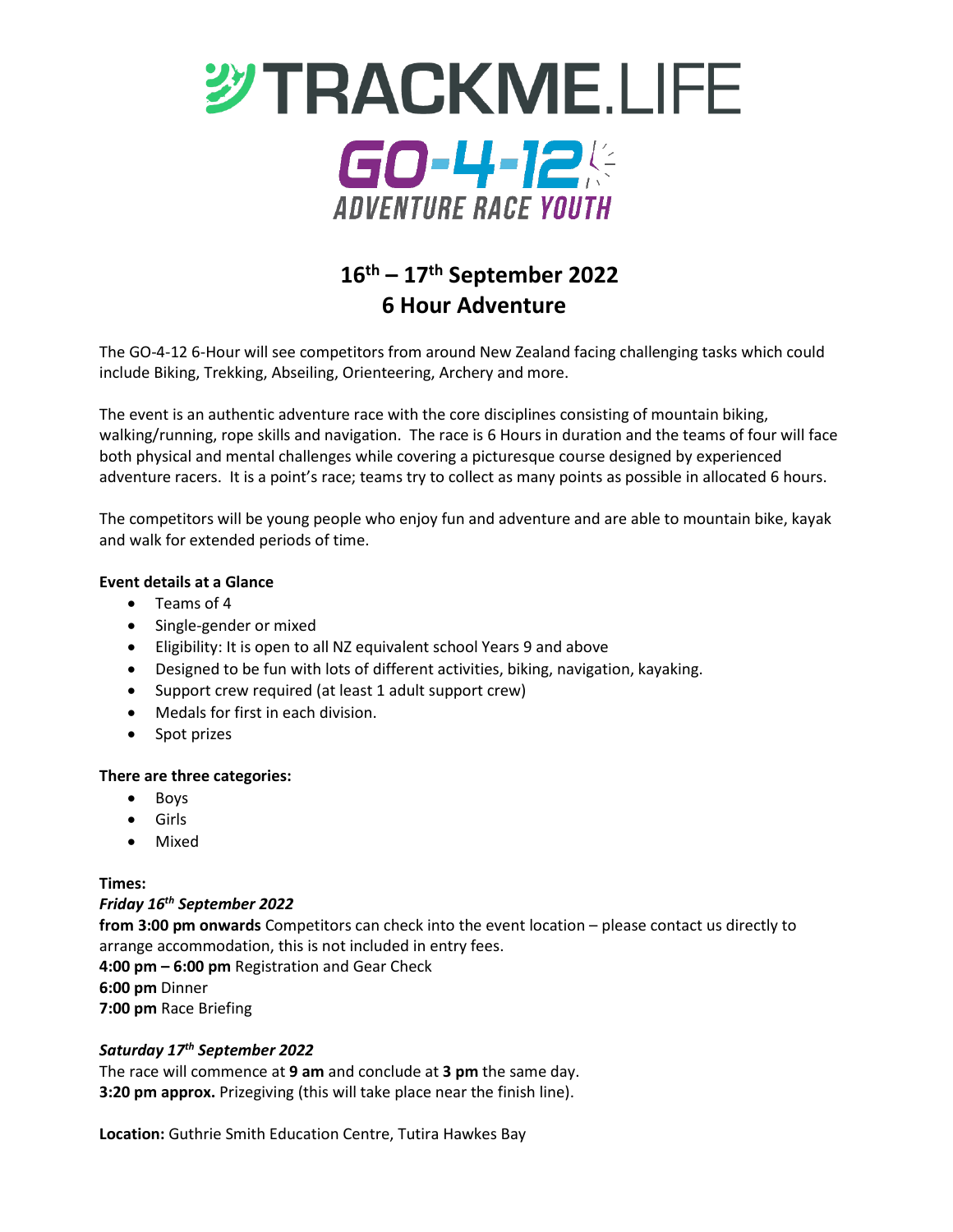# TRACKME.LIFE

## GO-4-12 ADVENTURE RACE YOUTH

## 16th – 17th September 2022
## 6 Hour Adventure

The GO-4-12 6-Hour will see competitors from around New Zealand facing challenging tasks which could include Biking, Trekking, Abseiling, Orienteering, Archery and more.

The event is an authentic adventure race with the core disciplines consisting of mountain biking, walking/running, rope skills and navigation. The race is 6 Hours in duration and the teams of four will face both physical and mental challenges while covering a picturesque course designed by experienced adventure racers. It is a point's race; teams try to collect as many points as possible in allocated 6 hours.

The competitors will be young people who enjoy fun and adventure and are able to mountain bike, kayak and walk for extended periods of time.

**Event details at a Glance**

- Teams of 4
- Single-gender or mixed
- Eligibility: It is open to all NZ equivalent school Years 9 and above
- Designed to be fun with lots of different activities, biking, navigation, kayaking.
- Support crew required (at least 1 adult support crew)
- Medals for first in each division.
- Spot prizes

**There are three categories:**

- Boys
- Girls
- Mixed

**Times:**

***Friday 16th September 2022***

**from 3:00 pm onwards** Competitors can check into the event location – please contact us directly to arrange accommodation, this is not included in entry fees.

**4:00 pm – 6:00 pm** Registration and Gear Check

**6:00 pm** Dinner

**7:00 pm** Race Briefing

***Saturday 17th September 2022***

The race will commence at **9 am** and conclude at **3 pm** the same day.

**3:20 pm approx.** Prizegiving (this will take place near the finish line).

**Location:** Guthrie Smith Education Centre, Tutira Hawkes Bay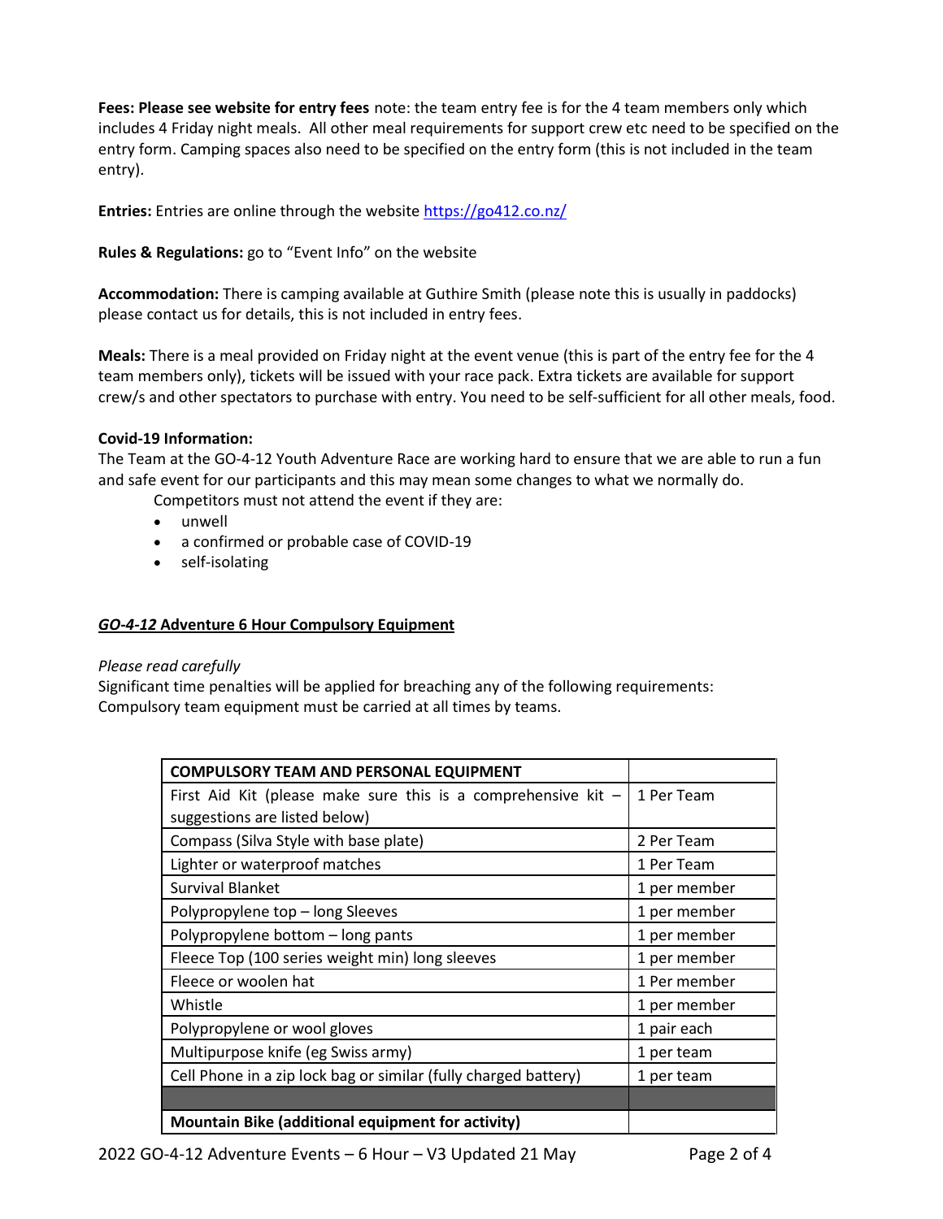**Fees: Please see website for entry fees** note: the team entry fee is for the 4 team members only which includes 4 Friday night meals. All other meal requirements for support crew etc need to be specified on the entry form. Camping spaces also need to be specified on the entry form (this is not included in the team entry).

**Entries:** Entries are online through the website https://go412.co.nz/

**Rules & Regulations:** go to "Event Info" on the website

**Accommodation:** There is camping available at Guthire Smith (please note this is usually in paddocks) please contact us for details, this is not included in entry fees.

**Meals:** There is a meal provided on Friday night at the event venue (this is part of the entry fee for the 4 team members only), tickets will be issued with your race pack. Extra tickets are available for support crew/s and other spectators to purchase with entry. You need to be self-sufficient for all other meals, food.

**Covid-19 Information:**

The Team at the GO-4-12 Youth Adventure Race are working hard to ensure that we are able to run a fun and safe event for our participants and this may mean some changes to what we normally do.

Competitors must not attend the event if they are:

- unwell
- a confirmed or probable case of COVID-19
- self-isolating

## ***GO-4-12*** **Adventure 6 Hour Compulsory Equipment**

*Please read carefully*

Significant time penalties will be applied for breaching any of the following requirements:
Compulsory team equipment must be carried at all times by teams.

| **COMPULSORY TEAM AND PERSONAL EQUIPMENT** | |
|---|---|
| First Aid Kit (please make sure this is a comprehensive kit – suggestions are listed below) | 1 Per Team |
| Compass (Silva Style with base plate) | 2 Per Team |
| Lighter or waterproof matches | 1 Per Team |
| Survival Blanket | 1 per member |
| Polypropylene top – long Sleeves | 1 per member |
| Polypropylene bottom – long pants | 1 per member |
| Fleece Top (100 series weight min) long sleeves | 1 per member |
| Fleece or woolen hat | 1 Per member |
| Whistle | 1 per member |
| Polypropylene or wool gloves | 1 pair each |
| Multipurpose knife (eg Swiss army) | 1 per team |
| Cell Phone in a zip lock bag or similar (fully charged battery) | 1 per team |
| | |
| **Mountain Bike (additional equipment for activity)** | |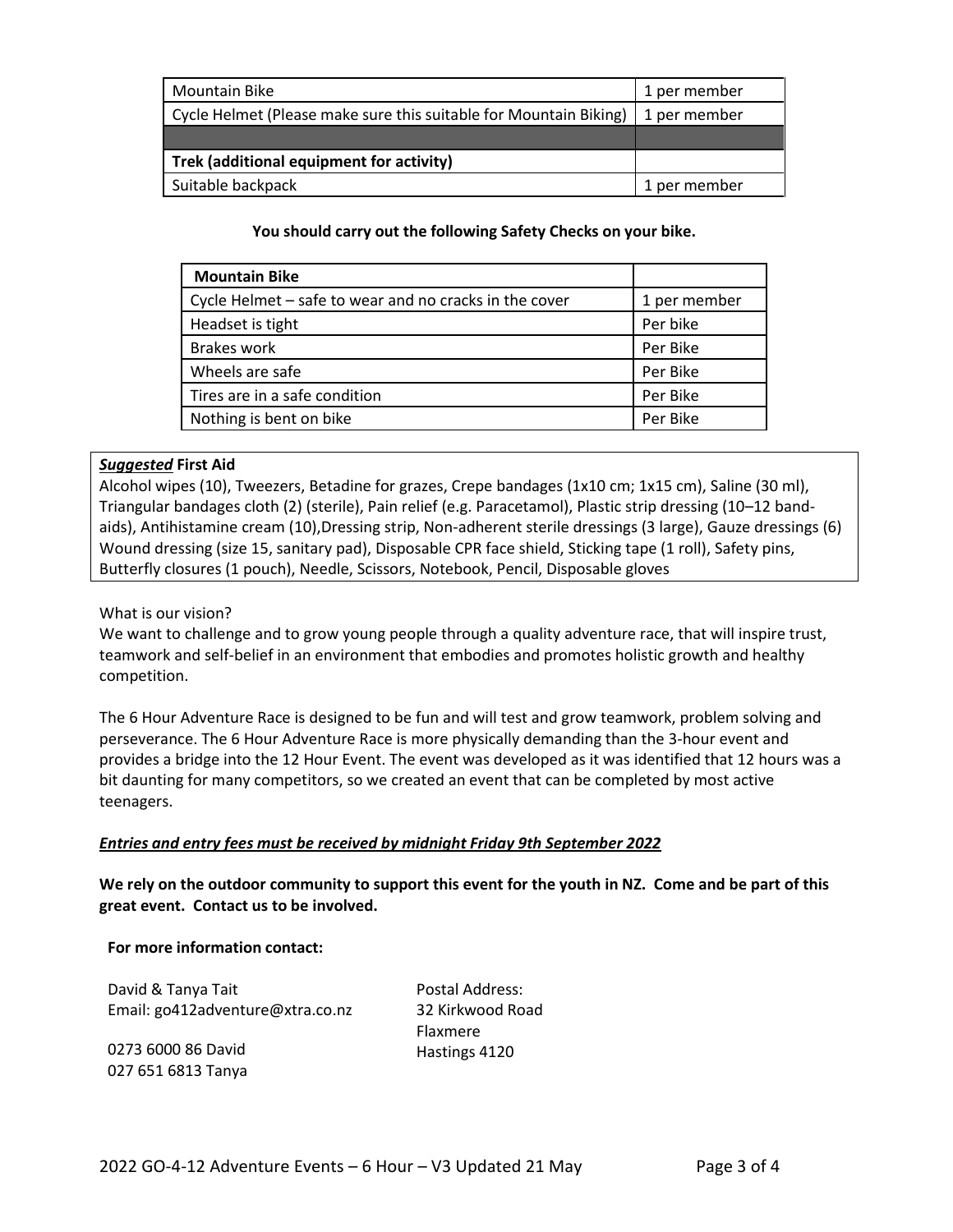| Mountain Bike | 1 per member |
| --- | --- |
| Cycle Helmet (Please make sure this suitable for Mountain Biking) | 1 per member |
| | |
| **Trek (additional equipment for activity)** | |
| Suitable backpack | 1 per member |

**You should carry out the following Safety Checks on your bike.**

| **Mountain Bike** | |
| --- | --- |
| Cycle Helmet – safe to wear and no cracks in the cover | 1 per member |
| Headset is tight | Per bike |
| Brakes work | Per Bike |
| Wheels are safe | Per Bike |
| Tires are in a safe condition | Per Bike |
| Nothing is bent on bike | Per Bike |

***Suggested*** **First Aid**

Alcohol wipes (10), Tweezers, Betadine for grazes, Crepe bandages (1x10 cm; 1x15 cm), Saline (30 ml), Triangular bandages cloth (2) (sterile), Pain relief (e.g. Paracetamol), Plastic strip dressing (10–12 band-aids), Antihistamine cream (10),Dressing strip, Non-adherent sterile dressings (3 large), Gauze dressings (6) Wound dressing (size 15, sanitary pad), Disposable CPR face shield, Sticking tape (1 roll), Safety pins, Butterfly closures (1 pouch), Needle, Scissors, Notebook, Pencil, Disposable gloves

What is our vision?

We want to challenge and to grow young people through a quality adventure race, that will inspire trust, teamwork and self-belief in an environment that embodies and promotes holistic growth and healthy competition.

The 6 Hour Adventure Race is designed to be fun and will test and grow teamwork, problem solving and perseverance. The 6 Hour Adventure Race is more physically demanding than the 3-hour event and provides a bridge into the 12 Hour Event. The event was developed as it was identified that 12 hours was a bit daunting for many competitors, so we created an event that can be completed by most active teenagers.

***Entries and entry fees must be received by midnight Friday 9th September 2022***

**We rely on the outdoor community to support this event for the youth in NZ. Come and be part of this great event. Contact us to be involved.**

**For more information contact:**

David & Tanya Tait
Email: go412adventure@xtra.co.nz

0273 6000 86 David
027 651 6813 Tanya

Postal Address:
32 Kirkwood Road
Flaxmere
Hastings 4120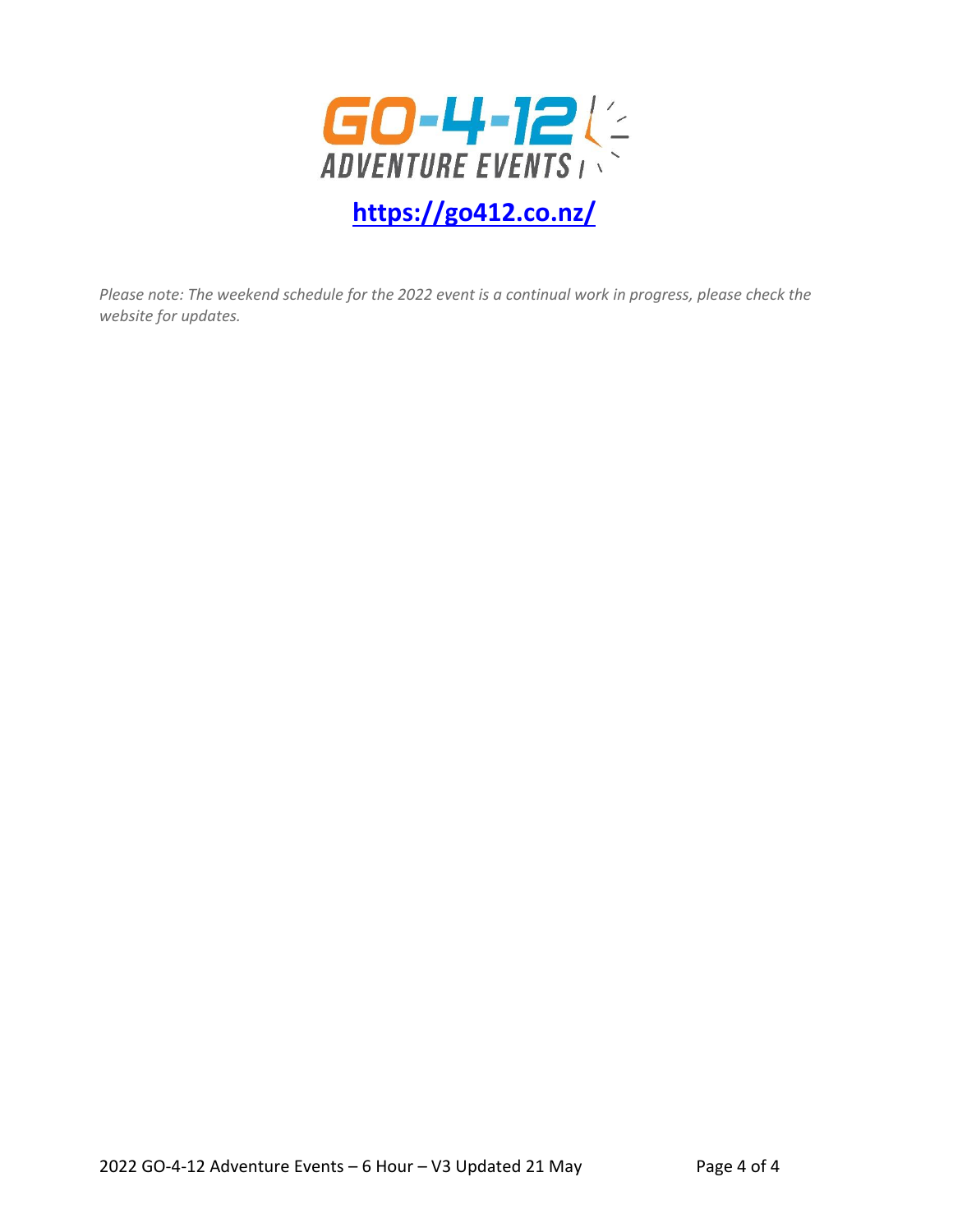**GO-4-12 ADVENTURE EVENTS**

**[https://go412.co.nz/](https://go412.co.nz/)**

*Please note: The weekend schedule for the 2022 event is a continual work in progress, please check the website for updates.*